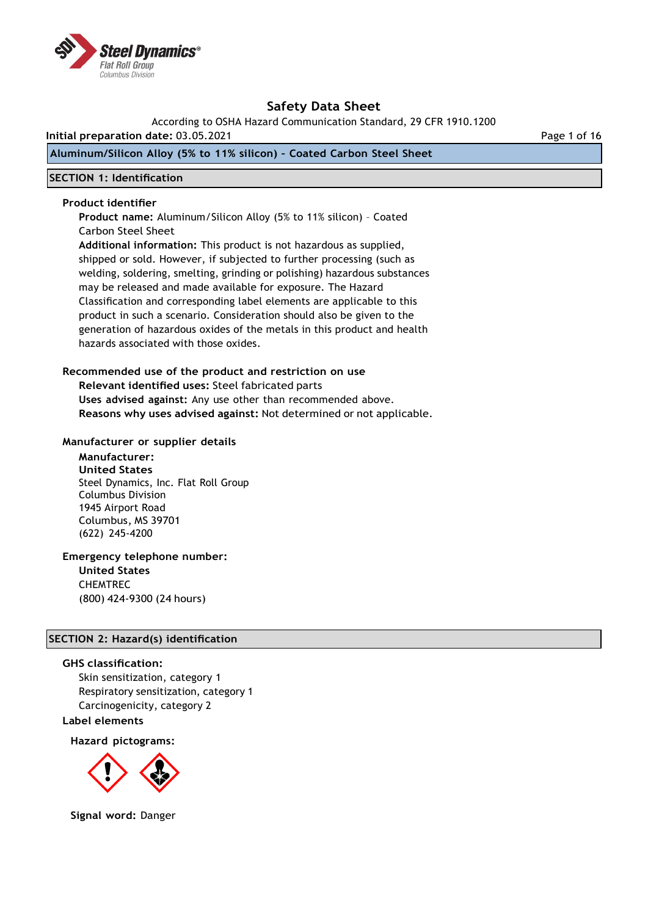# Safety Data Sheet

According to OSHA Hazard Communication Standard, 29 CFR 1910.1200

**Initial preparation date:** 03.05.2021

**Aluminum/Silicon Alloy (5% to 11% silicon) - Coated Carbon Steel Sheet**

## SECTION 1: Identification

### Product identifier

**Product name:** Aluminum/Silicon Alloy (5% to 11% silicon) - Coated Carbon Steel Sheet

**Additional information:** This product is not hazardous as supplied, shipped or sold. However, if subjected to further processing (such as welding, soldering, smelting, grinding or polishing) hazardous substances may be released and made available for exposure. The Hazard Classification and corresponding label elements are applicable to this product in such a scenario. Consideration should also be given to the generation of hazardous oxides of the metals in this product and health hazards associated with those oxides.

### Recommended use of the product and restriction on use

**Relevant identified uses:** Steel fabricated parts

**Uses advised against:** Any use other than recommended above.

**Reasons why uses advised against:** Not determined or not applicable.

### Manufacturer or supplier details

**Manufacturer:**

**United States**

Steel Dynamics, Inc. Flat Roll Group
Columbus Division
1945 Airport Road
Columbus, MS 39701
(622) 245-4200

### Emergency telephone number:

**United States**

CHEMTREC
(800) 424-9300 (24 hours)

## SECTION 2: Hazard(s) identification

### GHS classification:

Skin sensitization, category 1
Respiratory sensitization, category 1
Carcinogenicity, category 2

### Label elements

**Hazard pictograms:**

**Signal word:** Danger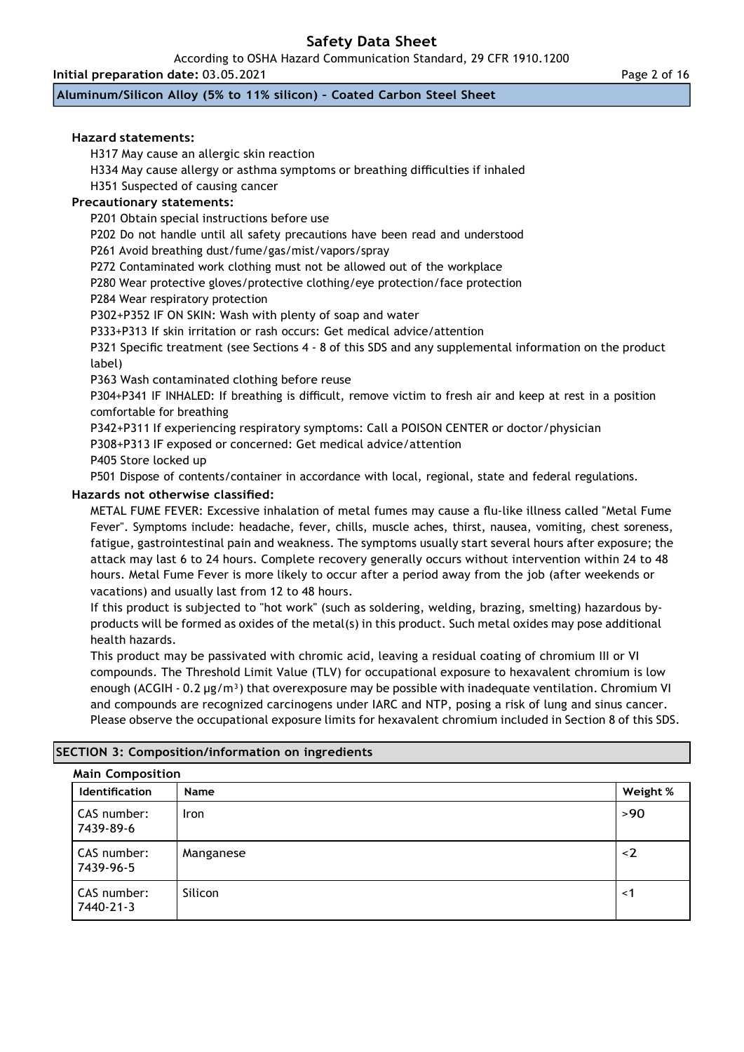**Hazard statements:**

H317 May cause an allergic skin reaction

H334 May cause allergy or asthma symptoms or breathing difficulties if inhaled

H351 Suspected of causing cancer

**Precautionary statements:**

P201 Obtain special instructions before use

P202 Do not handle until all safety precautions have been read and understood

P261 Avoid breathing dust/fume/gas/mist/vapors/spray

P272 Contaminated work clothing must not be allowed out of the workplace

P280 Wear protective gloves/protective clothing/eye protection/face protection

P284 Wear respiratory protection

P302+P352 IF ON SKIN: Wash with plenty of soap and water

P333+P313 If skin irritation or rash occurs: Get medical advice/attention

P321 Specific treatment (see Sections 4 - 8 of this SDS and any supplemental information on the product label)

P363 Wash contaminated clothing before reuse

P304+P341 IF INHALED: If breathing is difficult, remove victim to fresh air and keep at rest in a position comfortable for breathing

P342+P311 If experiencing respiratory symptoms: Call a POISON CENTER or doctor/physician

P308+P313 IF exposed or concerned: Get medical advice/attention

P405 Store locked up

P501 Dispose of contents/container in accordance with local, regional, state and federal regulations.

**Hazards not otherwise classified:**

METAL FUME FEVER: Excessive inhalation of metal fumes may cause a flu-like illness called "Metal Fume Fever". Symptoms include: headache, fever, chills, muscle aches, thirst, nausea, vomiting, chest soreness, fatigue, gastrointestinal pain and weakness. The symptoms usually start several hours after exposure; the attack may last 6 to 24 hours. Complete recovery generally occurs without intervention within 24 to 48 hours. Metal Fume Fever is more likely to occur after a period away from the job (after weekends or vacations) and usually last from 12 to 48 hours.

If this product is subjected to "hot work" (such as soldering, welding, brazing, smelting) hazardous by-products will be formed as oxides of the metal(s) in this product. Such metal oxides may pose additional health hazards.

This product may be passivated with chromic acid, leaving a residual coating of chromium III or VI compounds. The Threshold Limit Value (TLV) for occupational exposure to hexavalent chromium is low enough (ACGIH - 0.2 µg/m³) that overexposure may be possible with inadequate ventilation. Chromium VI and compounds are recognized carcinogens under IARC and NTP, posing a risk of lung and sinus cancer. Please observe the occupational exposure limits for hexavalent chromium included in Section 8 of this SDS.

## SECTION 3: Composition/information on ingredients

**Main Composition**

| Identification | Name | Weight % |
|---|---|---|
| CAS number: 7439-89-6 | Iron | >90 |
| CAS number: 7439-96-5 | Manganese | <2 |
| CAS number: 7440-21-3 | Silicon | <1 |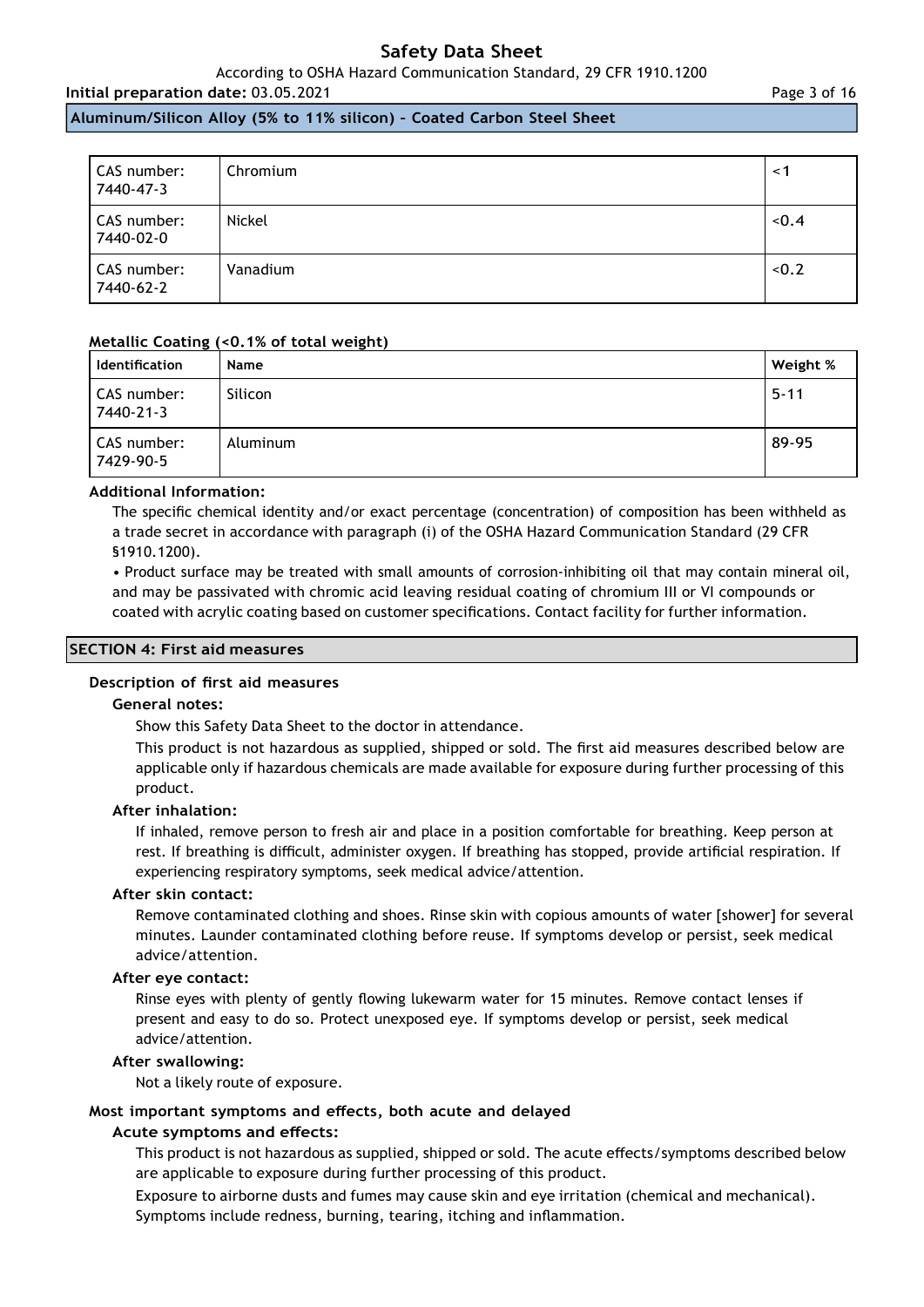| CAS number: 7440-47-3 | Chromium | <1 |
| --- | --- | --- |
| CAS number: 7440-02-0 | Nickel | <0.4 |
| CAS number: 7440-62-2 | Vanadium | <0.2 |

**Metallic Coating (<0.1% of total weight)**

| Identification | Name | Weight % |
| --- | --- | --- |
| CAS number: 7440-21-3 | Silicon | 5-11 |
| CAS number: 7429-90-5 | Aluminum | 89-95 |

**Additional Information:**

The specific chemical identity and/or exact percentage (concentration) of composition has been withheld as a trade secret in accordance with paragraph (i) of the OSHA Hazard Communication Standard (29 CFR §1910.1200).

• Product surface may be treated with small amounts of corrosion-inhibiting oil that may contain mineral oil, and may be passivated with chromic acid leaving residual coating of chromium III or VI compounds or coated with acrylic coating based on customer specifications. Contact facility for further information.

## SECTION 4: First aid measures

### Description of first aid measures

**General notes:**

Show this Safety Data Sheet to the doctor in attendance.

This product is not hazardous as supplied, shipped or sold. The first aid measures described below are applicable only if hazardous chemicals are made available for exposure during further processing of this product.

**After inhalation:**

If inhaled, remove person to fresh air and place in a position comfortable for breathing. Keep person at rest. If breathing is difficult, administer oxygen. If breathing has stopped, provide artificial respiration. If experiencing respiratory symptoms, seek medical advice/attention.

**After skin contact:**

Remove contaminated clothing and shoes. Rinse skin with copious amounts of water [shower] for several minutes. Launder contaminated clothing before reuse. If symptoms develop or persist, seek medical advice/attention.

**After eye contact:**

Rinse eyes with plenty of gently flowing lukewarm water for 15 minutes. Remove contact lenses if present and easy to do so. Protect unexposed eye. If symptoms develop or persist, seek medical advice/attention.

**After swallowing:**

Not a likely route of exposure.

### Most important symptoms and effects, both acute and delayed

**Acute symptoms and effects:**

This product is not hazardous as supplied, shipped or sold. The acute effects/symptoms described below are applicable to exposure during further processing of this product.

Exposure to airborne dusts and fumes may cause skin and eye irritation (chemical and mechanical). Symptoms include redness, burning, tearing, itching and inflammation.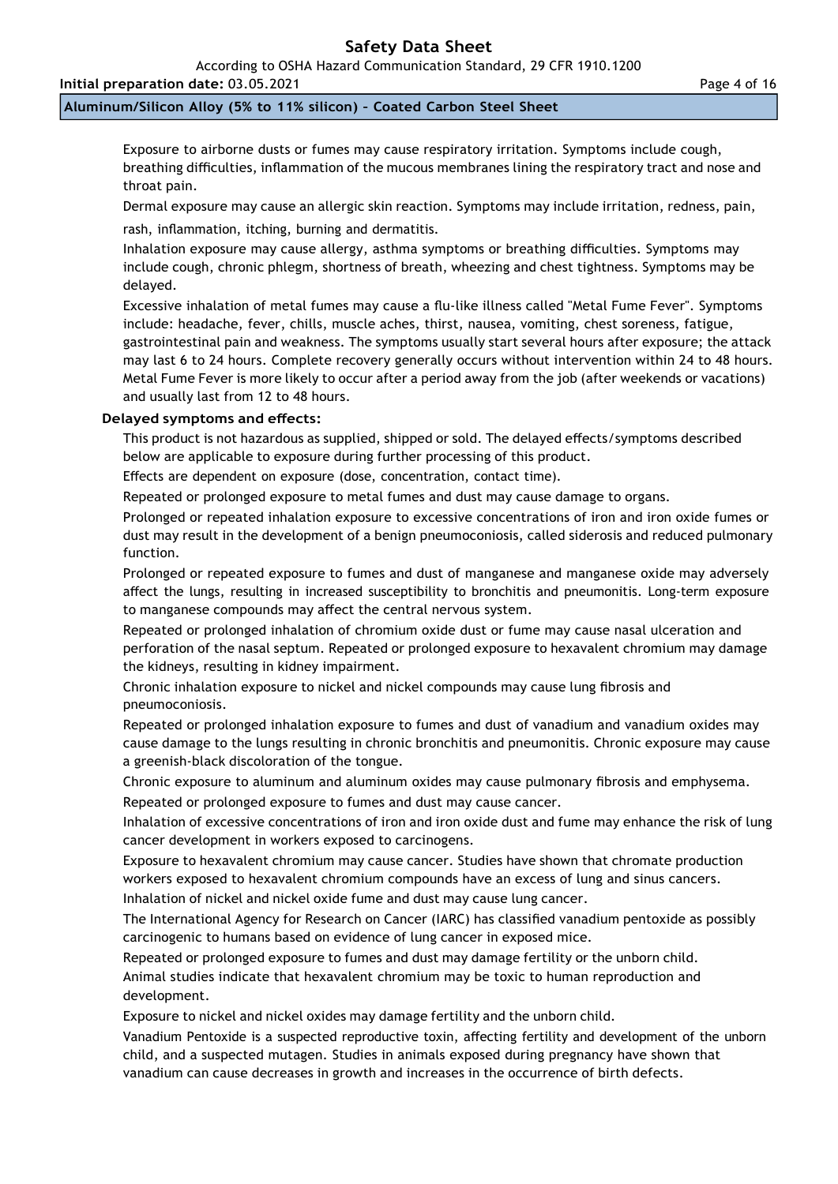Exposure to airborne dusts or fumes may cause respiratory irritation. Symptoms include cough, breathing difficulties, inflammation of the mucous membranes lining the respiratory tract and nose and throat pain.

Dermal exposure may cause an allergic skin reaction. Symptoms may include irritation, redness, pain, rash, inflammation, itching, burning and dermatitis.

Inhalation exposure may cause allergy, asthma symptoms or breathing difficulties. Symptoms may include cough, chronic phlegm, shortness of breath, wheezing and chest tightness. Symptoms may be delayed.

Excessive inhalation of metal fumes may cause a flu-like illness called "Metal Fume Fever". Symptoms include: headache, fever, chills, muscle aches, thirst, nausea, vomiting, chest soreness, fatigue, gastrointestinal pain and weakness. The symptoms usually start several hours after exposure; the attack may last 6 to 24 hours. Complete recovery generally occurs without intervention within 24 to 48 hours. Metal Fume Fever is more likely to occur after a period away from the job (after weekends or vacations) and usually last from 12 to 48 hours.

**Delayed symptoms and effects:**

This product is not hazardous as supplied, shipped or sold. The delayed effects/symptoms described below are applicable to exposure during further processing of this product.

Effects are dependent on exposure (dose, concentration, contact time).

Repeated or prolonged exposure to metal fumes and dust may cause damage to organs.

Prolonged or repeated inhalation exposure to excessive concentrations of iron and iron oxide fumes or dust may result in the development of a benign pneumoconiosis, called siderosis and reduced pulmonary function.

Prolonged or repeated exposure to fumes and dust of manganese and manganese oxide may adversely affect the lungs, resulting in increased susceptibility to bronchitis and pneumonitis. Long-term exposure to manganese compounds may affect the central nervous system.

Repeated or prolonged inhalation of chromium oxide dust or fume may cause nasal ulceration and perforation of the nasal septum. Repeated or prolonged exposure to hexavalent chromium may damage the kidneys, resulting in kidney impairment.

Chronic inhalation exposure to nickel and nickel compounds may cause lung fibrosis and pneumoconiosis.

Repeated or prolonged inhalation exposure to fumes and dust of vanadium and vanadium oxides may cause damage to the lungs resulting in chronic bronchitis and pneumonitis. Chronic exposure may cause a greenish-black discoloration of the tongue.

Chronic exposure to aluminum and aluminum oxides may cause pulmonary fibrosis and emphysema.

Repeated or prolonged exposure to fumes and dust may cause cancer.

Inhalation of excessive concentrations of iron and iron oxide dust and fume may enhance the risk of lung cancer development in workers exposed to carcinogens.

Exposure to hexavalent chromium may cause cancer. Studies have shown that chromate production workers exposed to hexavalent chromium compounds have an excess of lung and sinus cancers.

Inhalation of nickel and nickel oxide fume and dust may cause lung cancer.

The International Agency for Research on Cancer (IARC) has classified vanadium pentoxide as possibly carcinogenic to humans based on evidence of lung cancer in exposed mice.

Repeated or prolonged exposure to fumes and dust may damage fertility or the unborn child.

Animal studies indicate that hexavalent chromium may be toxic to human reproduction and development.

Exposure to nickel and nickel oxides may damage fertility and the unborn child.

Vanadium Pentoxide is a suspected reproductive toxin, affecting fertility and development of the unborn child, and a suspected mutagen. Studies in animals exposed during pregnancy have shown that vanadium can cause decreases in growth and increases in the occurrence of birth defects.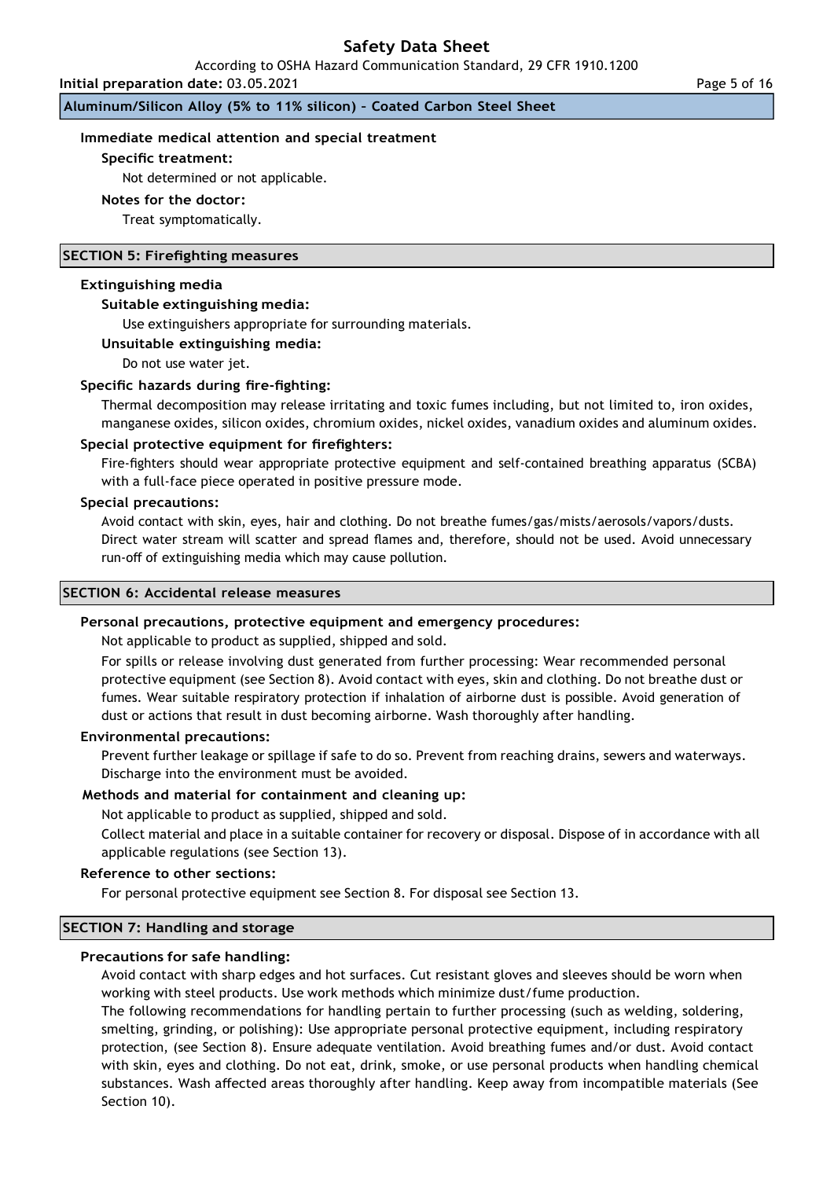### Immediate medical attention and special treatment

**Specific treatment:**

Not determined or not applicable.

**Notes for the doctor:**

Treat symptomatically.

## SECTION 5: Firefighting measures

### Extinguishing media

**Suitable extinguishing media:**

Use extinguishers appropriate for surrounding materials.

**Unsuitable extinguishing media:**

Do not use water jet.

### Specific hazards during fire-fighting:

Thermal decomposition may release irritating and toxic fumes including, but not limited to, iron oxides, manganese oxides, silicon oxides, chromium oxides, nickel oxides, vanadium oxides and aluminum oxides.

### Special protective equipment for firefighters:

Fire-fighters should wear appropriate protective equipment and self-contained breathing apparatus (SCBA) with a full-face piece operated in positive pressure mode.

### Special precautions:

Avoid contact with skin, eyes, hair and clothing. Do not breathe fumes/gas/mists/aerosols/vapors/dusts. Direct water stream will scatter and spread flames and, therefore, should not be used. Avoid unnecessary run-off of extinguishing media which may cause pollution.

## SECTION 6: Accidental release measures

### Personal precautions, protective equipment and emergency procedures:

Not applicable to product as supplied, shipped and sold.

For spills or release involving dust generated from further processing: Wear recommended personal protective equipment (see Section 8). Avoid contact with eyes, skin and clothing. Do not breathe dust or fumes. Wear suitable respiratory protection if inhalation of airborne dust is possible. Avoid generation of dust or actions that result in dust becoming airborne. Wash thoroughly after handling.

### Environmental precautions:

Prevent further leakage or spillage if safe to do so. Prevent from reaching drains, sewers and waterways. Discharge into the environment must be avoided.

### Methods and material for containment and cleaning up:

Not applicable to product as supplied, shipped and sold.

Collect material and place in a suitable container for recovery or disposal. Dispose of in accordance with all applicable regulations (see Section 13).

### Reference to other sections:

For personal protective equipment see Section 8. For disposal see Section 13.

## SECTION 7: Handling and storage

### Precautions for safe handling:

Avoid contact with sharp edges and hot surfaces. Cut resistant gloves and sleeves should be worn when working with steel products. Use work methods which minimize dust/fume production.

The following recommendations for handling pertain to further processing (such as welding, soldering, smelting, grinding, or polishing): Use appropriate personal protective equipment, including respiratory protection, (see Section 8). Ensure adequate ventilation. Avoid breathing fumes and/or dust. Avoid contact with skin, eyes and clothing. Do not eat, drink, smoke, or use personal products when handling chemical substances. Wash affected areas thoroughly after handling. Keep away from incompatible materials (See Section 10).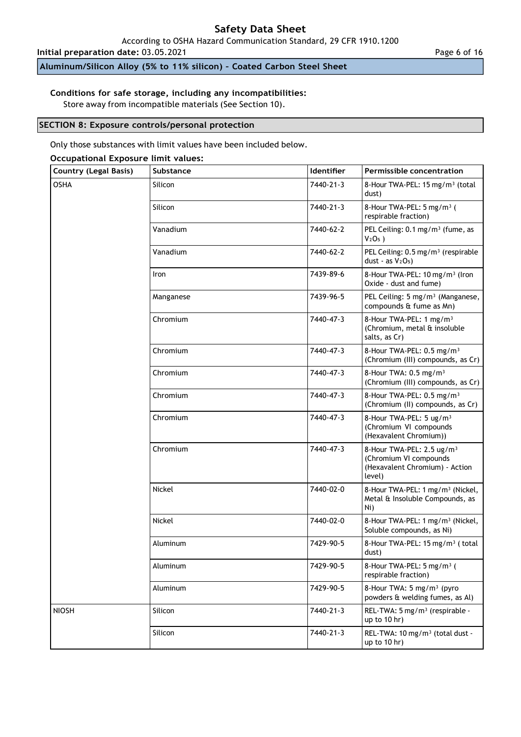**Conditions for safe storage, including any incompatibilities:**
Store away from incompatible materials (See Section 10).

## SECTION 8: Exposure controls/personal protection

Only those substances with limit values have been included below.

**Occupational Exposure limit values:**

| Country (Legal Basis) | Substance | Identifier | Permissible concentration |
|---|---|---|---|
| OSHA | Silicon | 7440-21-3 | 8-Hour TWA-PEL: 15 mg/m³ (total dust) |
| | Silicon | 7440-21-3 | 8-Hour TWA-PEL: 5 mg/m³ ( respirable fraction) |
| | Vanadium | 7440-62-2 | PEL Ceiling: 0.1 mg/m³ (fume, as $V_2O_5$ ) |
| | Vanadium | 7440-62-2 | PEL Ceiling: 0.5 mg/m³ (respirable dust - as $V_2O_5$) |
| | Iron | 7439-89-6 | 8-Hour TWA-PEL: 10 mg/m³ (Iron Oxide - dust and fume) |
| | Manganese | 7439-96-5 | PEL Ceiling: 5 mg/m³ (Manganese, compounds & fume as Mn) |
| | Chromium | 7440-47-3 | 8-Hour TWA-PEL: 1 mg/m³ (Chromium, metal & insoluble salts, as Cr) |
| | Chromium | 7440-47-3 | 8-Hour TWA-PEL: 0.5 mg/m³ (Chromium (III) compounds, as Cr) |
| | Chromium | 7440-47-3 | 8-Hour TWA: 0.5 mg/m³ (Chromium (III) compounds, as Cr) |
| | Chromium | 7440-47-3 | 8-Hour TWA-PEL: 0.5 mg/m³ (Chromium (II) compounds, as Cr) |
| | Chromium | 7440-47-3 | 8-Hour TWA-PEL: 5 ug/m³ (Chromium VI compounds (Hexavalent Chromium)) |
| | Chromium | 7440-47-3 | 8-Hour TWA-PEL: 2.5 ug/m³ (Chromium VI compounds (Hexavalent Chromium) - Action level) |
| | Nickel | 7440-02-0 | 8-Hour TWA-PEL: 1 mg/m³ (Nickel, Metal & Insoluble Compounds, as Ni) |
| | Nickel | 7440-02-0 | 8-Hour TWA-PEL: 1 mg/m³ (Nickel, Soluble compounds, as Ni) |
| | Aluminum | 7429-90-5 | 8-Hour TWA-PEL: 15 mg/m³ ( total dust) |
| | Aluminum | 7429-90-5 | 8-Hour TWA-PEL: 5 mg/m³ ( respirable fraction) |
| | Aluminum | 7429-90-5 | 8-Hour TWA: 5 mg/m³ (pyro powders & welding fumes, as Al) |
| NIOSH | Silicon | 7440-21-3 | REL-TWA: 5 mg/m³ (respirable - up to 10 hr) |
| | Silicon | 7440-21-3 | REL-TWA: 10 mg/m³ (total dust - up to 10 hr) |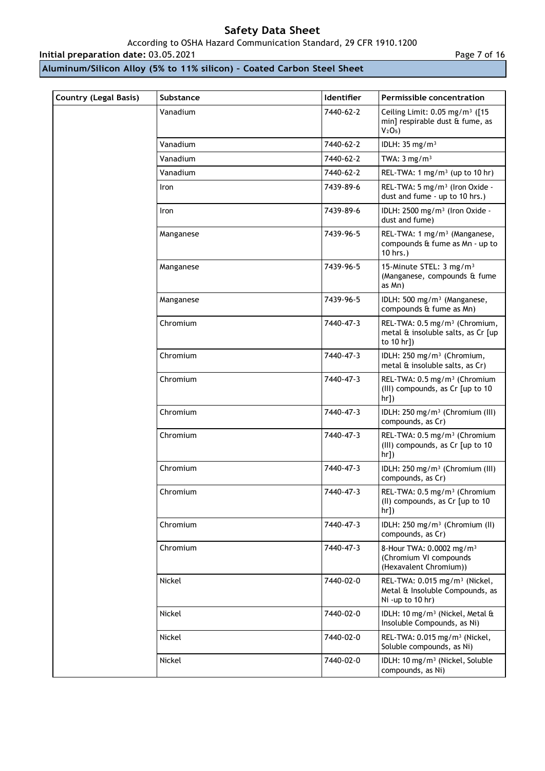| Country (Legal Basis) | Substance | Identifier | Permissible concentration |
|---|---|---|---|
| | Vanadium | 7440-62-2 | Ceiling Limit: 0.05 mg/m³ ([15 min] respirable dust & fume, as $V_2O_5$) |
| | Vanadium | 7440-62-2 | IDLH: 35 mg/m³ |
| | Vanadium | 7440-62-2 | TWA: 3 mg/m³ |
| | Vanadium | 7440-62-2 | REL-TWA: 1 mg/m³ (up to 10 hr) |
| | Iron | 7439-89-6 | REL-TWA: 5 mg/m³ (Iron Oxide - dust and fume - up to 10 hrs.) |
| | Iron | 7439-89-6 | IDLH: 2500 mg/m³ (Iron Oxide - dust and fume) |
| | Manganese | 7439-96-5 | REL-TWA: 1 mg/m³ (Manganese, compounds & fume as Mn - up to 10 hrs.) |
| | Manganese | 7439-96-5 | 15-Minute STEL: 3 mg/m³ (Manganese, compounds & fume as Mn) |
| | Manganese | 7439-96-5 | IDLH: 500 mg/m³ (Manganese, compounds & fume as Mn) |
| | Chromium | 7440-47-3 | REL-TWA: 0.5 mg/m³ (Chromium, metal & insoluble salts, as Cr [up to 10 hr]) |
| | Chromium | 7440-47-3 | IDLH: 250 mg/m³ (Chromium, metal & insoluble salts, as Cr) |
| | Chromium | 7440-47-3 | REL-TWA: 0.5 mg/m³ (Chromium (III) compounds, as Cr [up to 10 hr]) |
| | Chromium | 7440-47-3 | IDLH: 250 mg/m³ (Chromium (III) compounds, as Cr) |
| | Chromium | 7440-47-3 | REL-TWA: 0.5 mg/m³ (Chromium (III) compounds, as Cr [up to 10 hr]) |
| | Chromium | 7440-47-3 | IDLH: 250 mg/m³ (Chromium (III) compounds, as Cr) |
| | Chromium | 7440-47-3 | REL-TWA: 0.5 mg/m³ (Chromium (II) compounds, as Cr [up to 10 hr]) |
| | Chromium | 7440-47-3 | IDLH: 250 mg/m³ (Chromium (II) compounds, as Cr) |
| | Chromium | 7440-47-3 | 8-Hour TWA: 0.0002 mg/m³ (Chromium VI compounds (Hexavalent Chromium)) |
| | Nickel | 7440-02-0 | REL-TWA: 0.015 mg/m³ (Nickel, Metal & Insoluble Compounds, as Ni -up to 10 hr) |
| | Nickel | 7440-02-0 | IDLH: 10 mg/m³ (Nickel, Metal & Insoluble Compounds, as Ni) |
| | Nickel | 7440-02-0 | REL-TWA: 0.015 mg/m³ (Nickel, Soluble compounds, as Ni) |
| | Nickel | 7440-02-0 | IDLH: 10 mg/m³ (Nickel, Soluble compounds, as Ni) |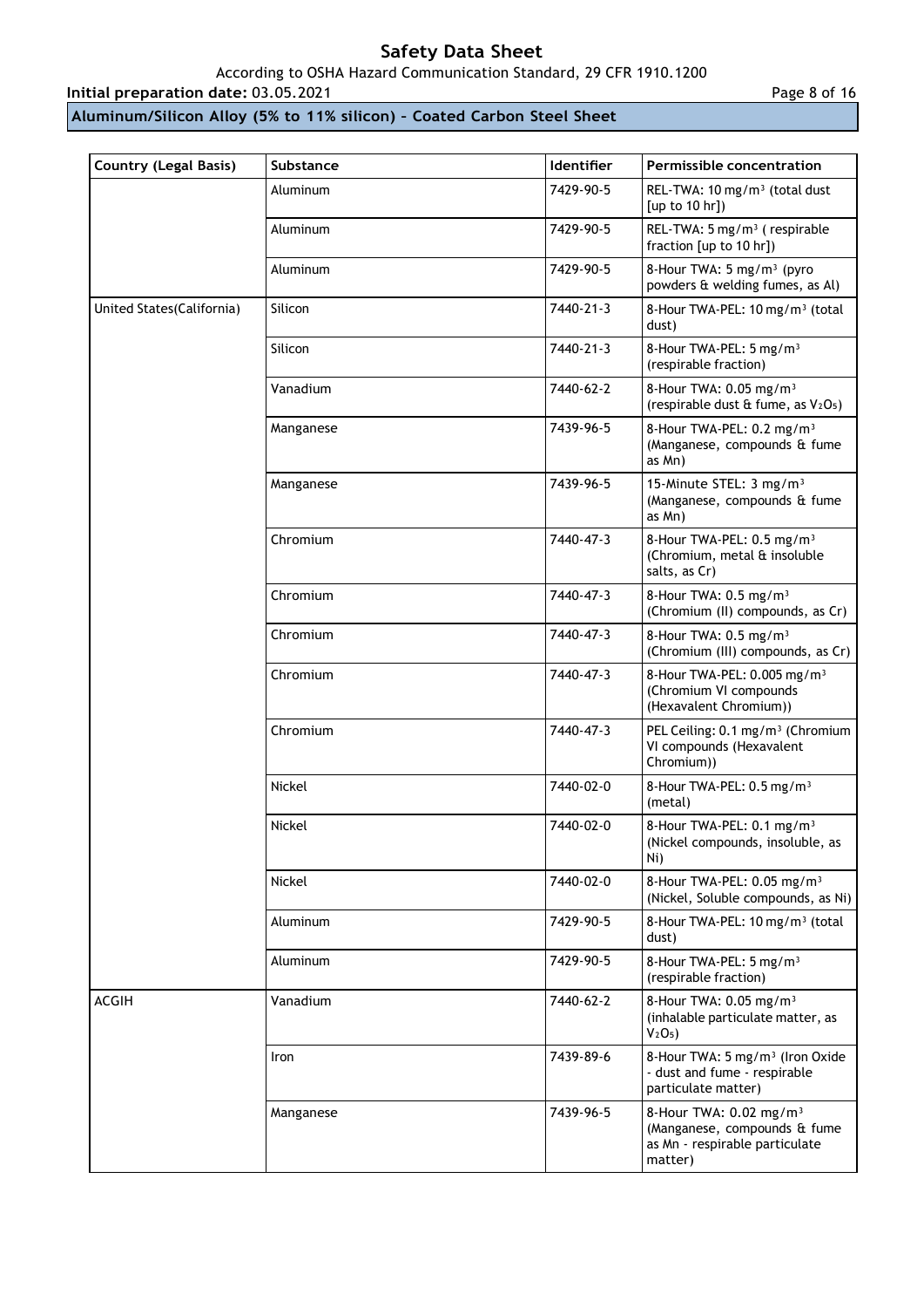| Country (Legal Basis) | Substance | Identifier | Permissible concentration |
| --- | --- | --- | --- |
| | Aluminum | 7429-90-5 | REL-TWA: 10 mg/m³ (total dust [up to 10 hr]) |
| | Aluminum | 7429-90-5 | REL-TWA: 5 mg/m³ ( respirable fraction [up to 10 hr]) |
| | Aluminum | 7429-90-5 | 8-Hour TWA: 5 mg/m³ (pyro powders & welding fumes, as Al) |
| United States(California) | Silicon | 7440-21-3 | 8-Hour TWA-PEL: 10 mg/m³ (total dust) |
| | Silicon | 7440-21-3 | 8-Hour TWA-PEL: 5 mg/m³ (respirable fraction) |
| | Vanadium | 7440-62-2 | 8-Hour TWA: 0.05 mg/m³ (respirable dust & fume, as $V_2O_5$) |
| | Manganese | 7439-96-5 | 8-Hour TWA-PEL: 0.2 mg/m³ (Manganese, compounds & fume as Mn) |
| | Manganese | 7439-96-5 | 15-Minute STEL: 3 mg/m³ (Manganese, compounds & fume as Mn) |
| | Chromium | 7440-47-3 | 8-Hour TWA-PEL: 0.5 mg/m³ (Chromium, metal & insoluble salts, as Cr) |
| | Chromium | 7440-47-3 | 8-Hour TWA: 0.5 mg/m³ (Chromium (II) compounds, as Cr) |
| | Chromium | 7440-47-3 | 8-Hour TWA: 0.5 mg/m³ (Chromium (III) compounds, as Cr) |
| | Chromium | 7440-47-3 | 8-Hour TWA-PEL: 0.005 mg/m³ (Chromium VI compounds (Hexavalent Chromium)) |
| | Chromium | 7440-47-3 | PEL Ceiling: 0.1 mg/m³ (Chromium VI compounds (Hexavalent Chromium)) |
| | Nickel | 7440-02-0 | 8-Hour TWA-PEL: 0.5 mg/m³ (metal) |
| | Nickel | 7440-02-0 | 8-Hour TWA-PEL: 0.1 mg/m³ (Nickel compounds, insoluble, as Ni) |
| | Nickel | 7440-02-0 | 8-Hour TWA-PEL: 0.05 mg/m³ (Nickel, Soluble compounds, as Ni) |
| | Aluminum | 7429-90-5 | 8-Hour TWA-PEL: 10 mg/m³ (total dust) |
| | Aluminum | 7429-90-5 | 8-Hour TWA-PEL: 5 mg/m³ (respirable fraction) |
| ACGIH | Vanadium | 7440-62-2 | 8-Hour TWA: 0.05 mg/m³ (inhalable particulate matter, as $V_2O_5$) |
| | Iron | 7439-89-6 | 8-Hour TWA: 5 mg/m³ (Iron Oxide - dust and fume - respirable particulate matter) |
| | Manganese | 7439-96-5 | 8-Hour TWA: 0.02 mg/m³ (Manganese, compounds & fume as Mn - respirable particulate matter) |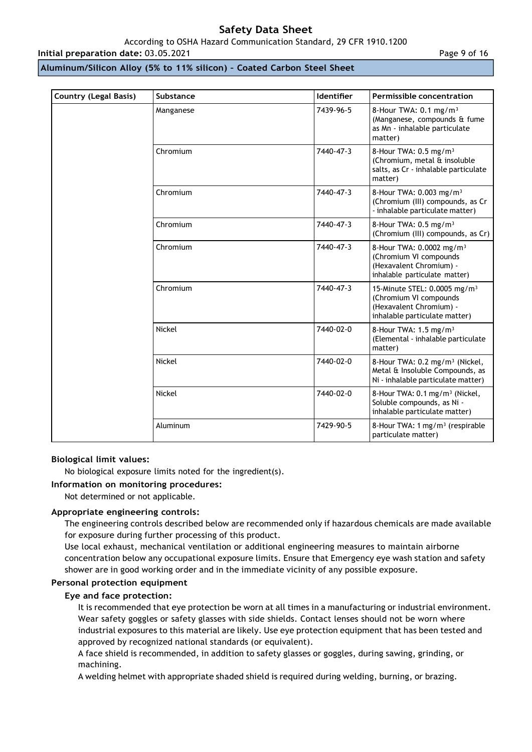| Country (Legal Basis) | Substance | Identifier | Permissible concentration |
|---|---|---|---|
| | Manganese | 7439-96-5 | 8-Hour TWA: 0.1 mg/m³ (Manganese, compounds & fume as Mn - inhalable particulate matter) |
| | Chromium | 7440-47-3 | 8-Hour TWA: 0.5 mg/m³ (Chromium, metal & insoluble salts, as Cr - inhalable particulate matter) |
| | Chromium | 7440-47-3 | 8-Hour TWA: 0.003 mg/m³ (Chromium (III) compounds, as Cr - inhalable particulate matter) |
| | Chromium | 7440-47-3 | 8-Hour TWA: 0.5 mg/m³ (Chromium (III) compounds, as Cr) |
| | Chromium | 7440-47-3 | 8-Hour TWA: 0.0002 mg/m³ (Chromium VI compounds (Hexavalent Chromium) - inhalable particulate matter) |
| | Chromium | 7440-47-3 | 15-Minute STEL: 0.0005 mg/m³ (Chromium VI compounds (Hexavalent Chromium) - inhalable particulate matter) |
| | Nickel | 7440-02-0 | 8-Hour TWA: 1.5 mg/m³ (Elemental - inhalable particulate matter) |
| | Nickel | 7440-02-0 | 8-Hour TWA: 0.2 mg/m³ (Nickel, Metal & Insoluble Compounds, as Ni - inhalable particulate matter) |
| | Nickel | 7440-02-0 | 8-Hour TWA: 0.1 mg/m³ (Nickel, Soluble compounds, as Ni - inhalable particulate matter) |
| | Aluminum | 7429-90-5 | 8-Hour TWA: 1 mg/m³ (respirable particulate matter) |

**Biological limit values:**

No biological exposure limits noted for the ingredient(s).

**Information on monitoring procedures:**

Not determined or not applicable.

**Appropriate engineering controls:**

The engineering controls described below are recommended only if hazardous chemicals are made available for exposure during further processing of this product.

Use local exhaust, mechanical ventilation or additional engineering measures to maintain airborne concentration below any occupational exposure limits. Ensure that Emergency eye wash station and safety shower are in good working order and in the immediate vicinity of any possible exposure.

**Personal protection equipment**

**Eye and face protection:**

It is recommended that eye protection be worn at all times in a manufacturing or industrial environment. Wear safety goggles or safety glasses with side shields. Contact lenses should not be worn where industrial exposures to this material are likely. Use eye protection equipment that has been tested and approved by recognized national standards (or equivalent).

A face shield is recommended, in addition to safety glasses or goggles, during sawing, grinding, or machining.

A welding helmet with appropriate shaded shield is required during welding, burning, or brazing.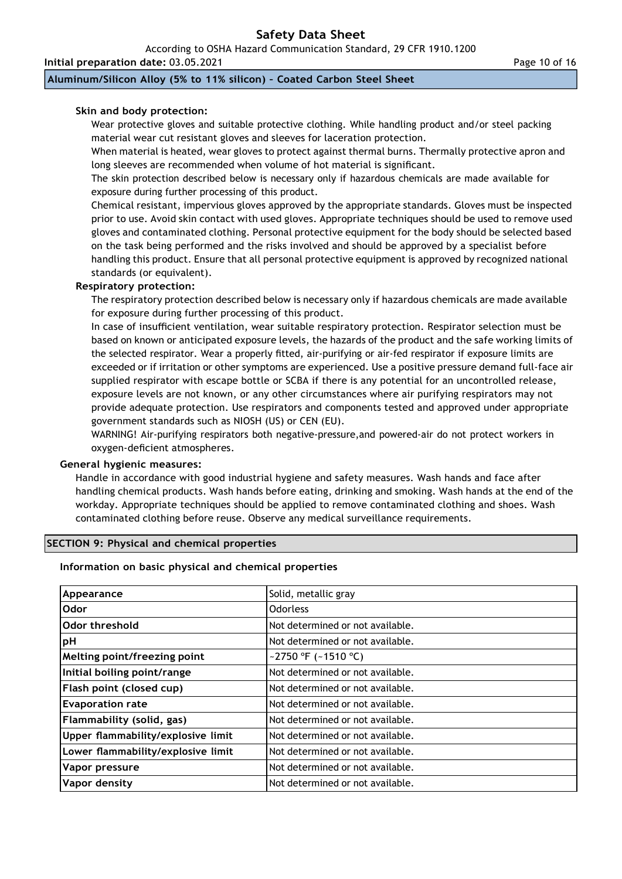**Skin and body protection:**

Wear protective gloves and suitable protective clothing. While handling product and/or steel packing material wear cut resistant gloves and sleeves for laceration protection.

When material is heated, wear gloves to protect against thermal burns. Thermally protective apron and long sleeves are recommended when volume of hot material is significant.

The skin protection described below is necessary only if hazardous chemicals are made available for exposure during further processing of this product.

Chemical resistant, impervious gloves approved by the appropriate standards. Gloves must be inspected prior to use. Avoid skin contact with used gloves. Appropriate techniques should be used to remove used gloves and contaminated clothing. Personal protective equipment for the body should be selected based on the task being performed and the risks involved and should be approved by a specialist before handling this product. Ensure that all personal protective equipment is approved by recognized national standards (or equivalent).

**Respiratory protection:**

The respiratory protection described below is necessary only if hazardous chemicals are made available for exposure during further processing of this product.

In case of insufficient ventilation, wear suitable respiratory protection. Respirator selection must be based on known or anticipated exposure levels, the hazards of the product and the safe working limits of the selected respirator. Wear a properly fitted, air-purifying or air-fed respirator if exposure limits are exceeded or if irritation or other symptoms are experienced. Use a positive pressure demand full-face air supplied respirator with escape bottle or SCBA if there is any potential for an uncontrolled release, exposure levels are not known, or any other circumstances where air purifying respirators may not provide adequate protection. Use respirators and components tested and approved under appropriate government standards such as NIOSH (US) or CEN (EU).

WARNING! Air-purifying respirators both negative-pressure,and powered-air do not protect workers in oxygen-deficient atmospheres.

**General hygienic measures:**

Handle in accordance with good industrial hygiene and safety measures. Wash hands and face after handling chemical products. Wash hands before eating, drinking and smoking. Wash hands at the end of the workday. Appropriate techniques should be applied to remove contaminated clothing and shoes. Wash contaminated clothing before reuse. Observe any medical surveillance requirements.

## SECTION 9: Physical and chemical properties

**Information on basic physical and chemical properties**

| Property | Value |
|---|---|
| **Appearance** | Solid, metallic gray |
| **Odor** | Odorless |
| **Odor threshold** | Not determined or not available. |
| **pH** | Not determined or not available. |
| **Melting point/freezing point** | ~2750 °F (~1510 °C) |
| **Initial boiling point/range** | Not determined or not available. |
| **Flash point (closed cup)** | Not determined or not available. |
| **Evaporation rate** | Not determined or not available. |
| **Flammability (solid, gas)** | Not determined or not available. |
| **Upper flammability/explosive limit** | Not determined or not available. |
| **Lower flammability/explosive limit** | Not determined or not available. |
| **Vapor pressure** | Not determined or not available. |
| **Vapor density** | Not determined or not available. |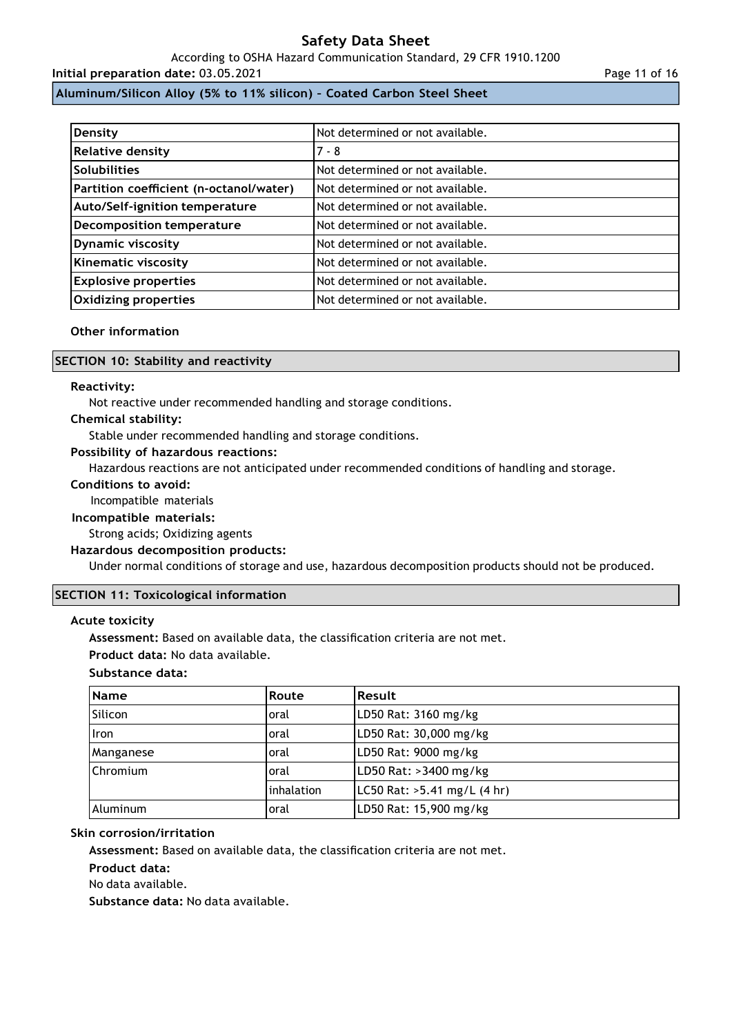| Density | Not determined or not available. |
| --- | --- |
| Relative density | 7 - 8 |
| Solubilities | Not determined or not available. |
| Partition coefficient (n-octanol/water) | Not determined or not available. |
| Auto/Self-ignition temperature | Not determined or not available. |
| Decomposition temperature | Not determined or not available. |
| Dynamic viscosity | Not determined or not available. |
| Kinematic viscosity | Not determined or not available. |
| Explosive properties | Not determined or not available. |
| Oxidizing properties | Not determined or not available. |

**Other information**

## SECTION 10: Stability and reactivity

**Reactivity:**

Not reactive under recommended handling and storage conditions.

**Chemical stability:**

Stable under recommended handling and storage conditions.

**Possibility of hazardous reactions:**

Hazardous reactions are not anticipated under recommended conditions of handling and storage.

**Conditions to avoid:**

Incompatible materials

**Incompatible materials:**

Strong acids; Oxidizing agents

**Hazardous decomposition products:**

Under normal conditions of storage and use, hazardous decomposition products should not be produced.

## SECTION 11: Toxicological information

**Acute toxicity**

**Assessment:** Based on available data, the classification criteria are not met.

**Product data:** No data available.

**Substance data:**

| Name | Route | Result |
| --- | --- | --- |
| Silicon | oral | LD50 Rat: 3160 mg/kg |
| Iron | oral | LD50 Rat: 30,000 mg/kg |
| Manganese | oral | LD50 Rat: 9000 mg/kg |
| Chromium | oral | LD50 Rat: >3400 mg/kg |
| | inhalation | LC50 Rat: >5.41 mg/L (4 hr) |
| Aluminum | oral | LD50 Rat: 15,900 mg/kg |

**Skin corrosion/irritation**

**Assessment:** Based on available data, the classification criteria are not met.

**Product data:**

No data available.

**Substance data:** No data available.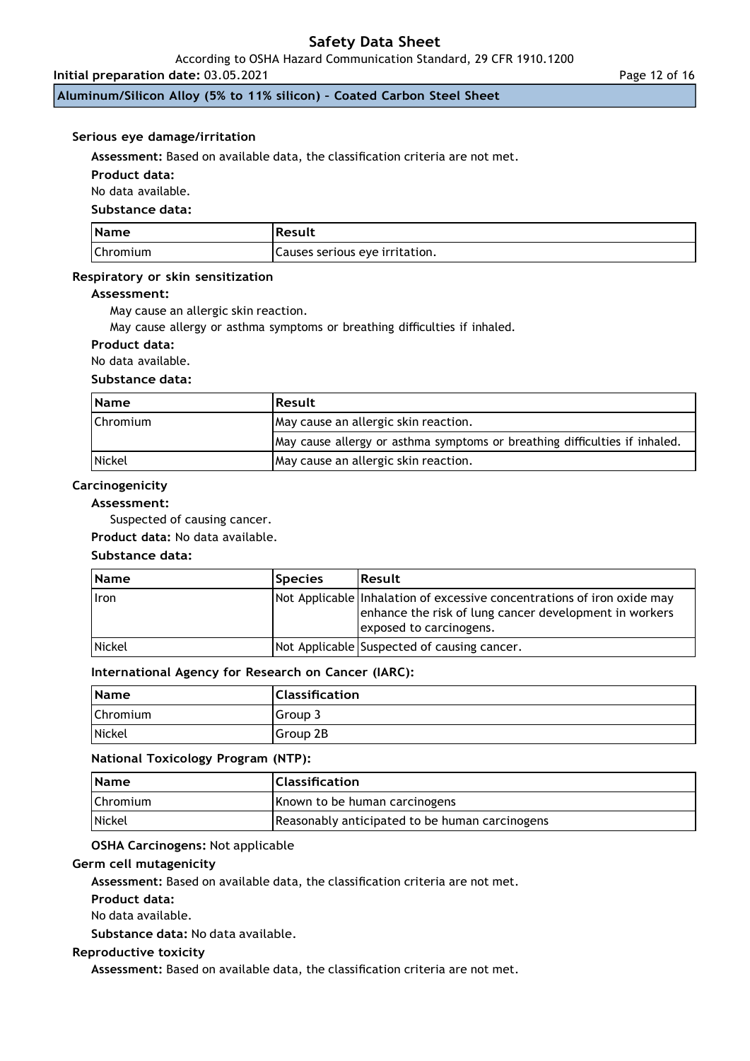### Serious eye damage/irritation

**Assessment:** Based on available data, the classification criteria are not met.

**Product data:**

No data available.

**Substance data:**

| Name | Result |
|---|---|
| Chromium | Causes serious eye irritation. |

### Respiratory or skin sensitization

**Assessment:**

May cause an allergic skin reaction.

May cause allergy or asthma symptoms or breathing difficulties if inhaled.

**Product data:**

No data available.

**Substance data:**

| Name | Result |
|---|---|
| Chromium | May cause an allergic skin reaction. |
| | May cause allergy or asthma symptoms or breathing difficulties if inhaled. |
| Nickel | May cause an allergic skin reaction. |

### Carcinogenicity

**Assessment:**

Suspected of causing cancer.

**Product data:** No data available.

**Substance data:**

| Name | Species | Result |
|---|---|---|
| Iron | Not Applicable | Inhalation of excessive concentrations of iron oxide may enhance the risk of lung cancer development in workers exposed to carcinogens. |
| Nickel | Not Applicable | Suspected of causing cancer. |

**International Agency for Research on Cancer (IARC):**

| Name | Classification |
|---|---|
| Chromium | Group 3 |
| Nickel | Group 2B |

**National Toxicology Program (NTP):**

| Name | Classification |
|---|---|
| Chromium | Known to be human carcinogens |
| Nickel | Reasonably anticipated to be human carcinogens |

**OSHA Carcinogens:** Not applicable

### Germ cell mutagenicity

**Assessment:** Based on available data, the classification criteria are not met.

**Product data:**

No data available.

**Substance data:** No data available.

### Reproductive toxicity

**Assessment:** Based on available data, the classification criteria are not met.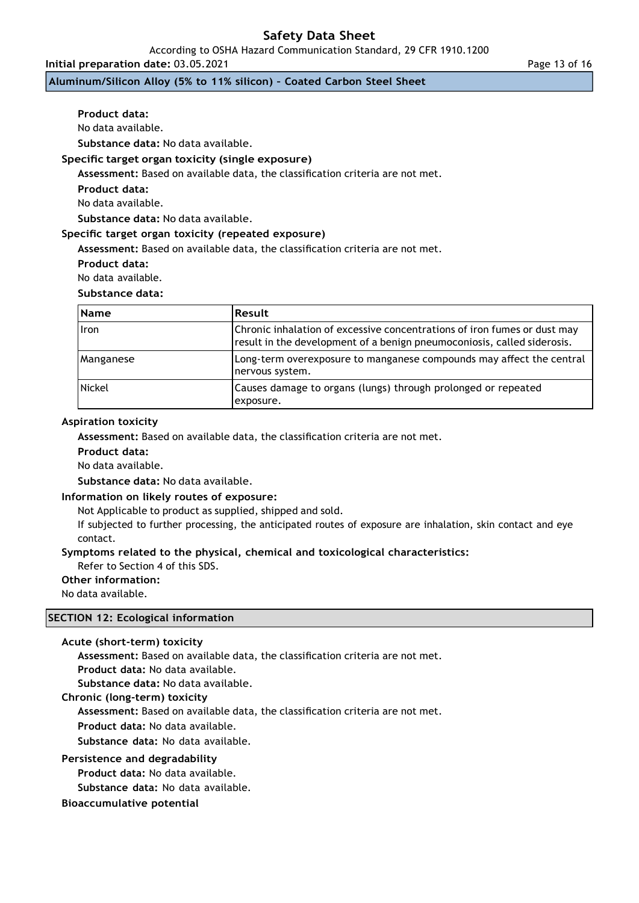**Product data:**

No data available.

**Substance data:** No data available.

### Specific target organ toxicity (single exposure)

**Assessment:** Based on available data, the classification criteria are not met.

**Product data:**

No data available.

**Substance data:** No data available.

### Specific target organ toxicity (repeated exposure)

**Assessment:** Based on available data, the classification criteria are not met.

**Product data:**

No data available.

**Substance data:**

| Name | Result |
|---|---|
| Iron | Chronic inhalation of excessive concentrations of iron fumes or dust may result in the development of a benign pneumoconiosis, called siderosis. |
| Manganese | Long-term overexposure to manganese compounds may affect the central nervous system. |
| Nickel | Causes damage to organs (lungs) through prolonged or repeated exposure. |

### Aspiration toxicity

**Assessment:** Based on available data, the classification criteria are not met.

**Product data:**

No data available.

**Substance data:** No data available.

### Information on likely routes of exposure:

Not Applicable to product as supplied, shipped and sold.

If subjected to further processing, the anticipated routes of exposure are inhalation, skin contact and eye contact.

### Symptoms related to the physical, chemical and toxicological characteristics:

Refer to Section 4 of this SDS.

### Other information:

No data available.

## SECTION 12: Ecological information

### Acute (short-term) toxicity

**Assessment:** Based on available data, the classification criteria are not met.

**Product data:** No data available.

**Substance data:** No data available.

### Chronic (long-term) toxicity

**Assessment:** Based on available data, the classification criteria are not met.

**Product data:** No data available.

**Substance data:** No data available.

### Persistence and degradability

**Product data:** No data available.

**Substance data:** No data available.

### Bioaccumulative potential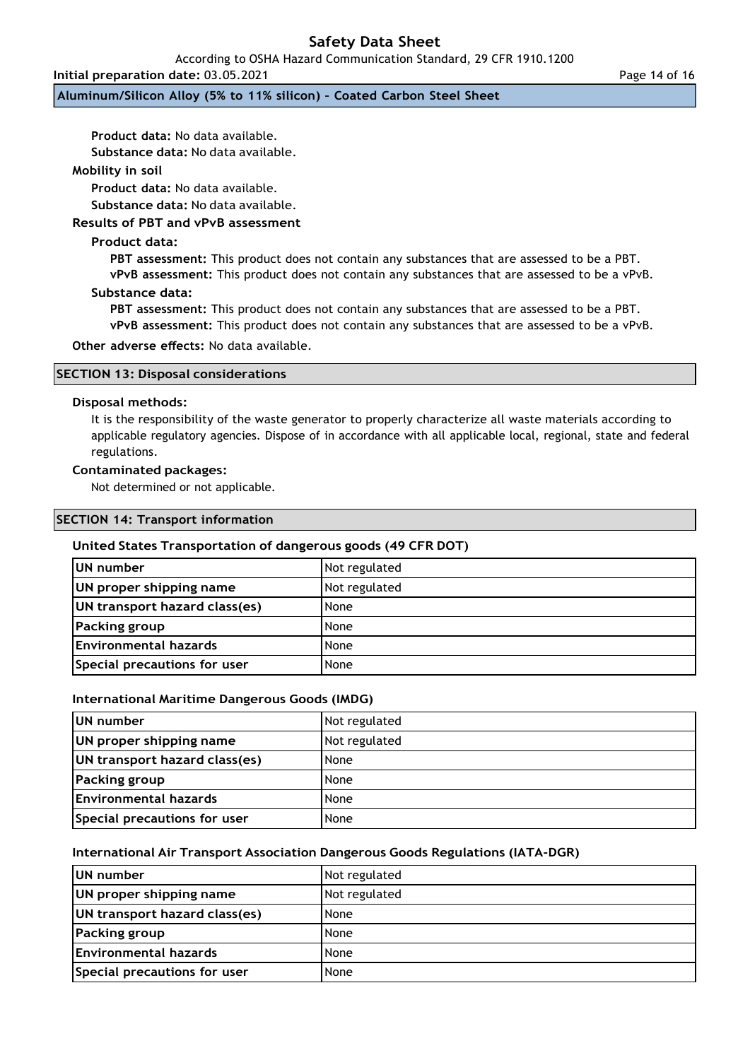**Product data:** No data available.

**Substance data:** No data available.

**Mobility in soil**

**Product data:** No data available.

**Substance data:** No data available.

**Results of PBT and vPvB assessment**

**Product data:**

**PBT assessment:** This product does not contain any substances that are assessed to be a PBT.

**vPvB assessment:** This product does not contain any substances that are assessed to be a vPvB.

**Substance data:**

**PBT assessment:** This product does not contain any substances that are assessed to be a PBT.

**vPvB assessment:** This product does not contain any substances that are assessed to be a vPvB.

**Other adverse effects:** No data available.

## SECTION 13: Disposal considerations

**Disposal methods:**

It is the responsibility of the waste generator to properly characterize all waste materials according to applicable regulatory agencies. Dispose of in accordance with all applicable local, regional, state and federal regulations.

**Contaminated packages:**

Not determined or not applicable.

## SECTION 14: Transport information

**United States Transportation of dangerous goods (49 CFR DOT)**

| | |
|---|---|
| **UN number** | Not regulated |
| **UN proper shipping name** | Not regulated |
| **UN transport hazard class(es)** | None |
| **Packing group** | None |
| **Environmental hazards** | None |
| **Special precautions for user** | None |

**International Maritime Dangerous Goods (IMDG)**

| | |
|---|---|
| **UN number** | Not regulated |
| **UN proper shipping name** | Not regulated |
| **UN transport hazard class(es)** | None |
| **Packing group** | None |
| **Environmental hazards** | None |
| **Special precautions for user** | None |

**International Air Transport Association Dangerous Goods Regulations (IATA-DGR)**

| | |
|---|---|
| **UN number** | Not regulated |
| **UN proper shipping name** | Not regulated |
| **UN transport hazard class(es)** | None |
| **Packing group** | None |
| **Environmental hazards** | None |
| **Special precautions for user** | None |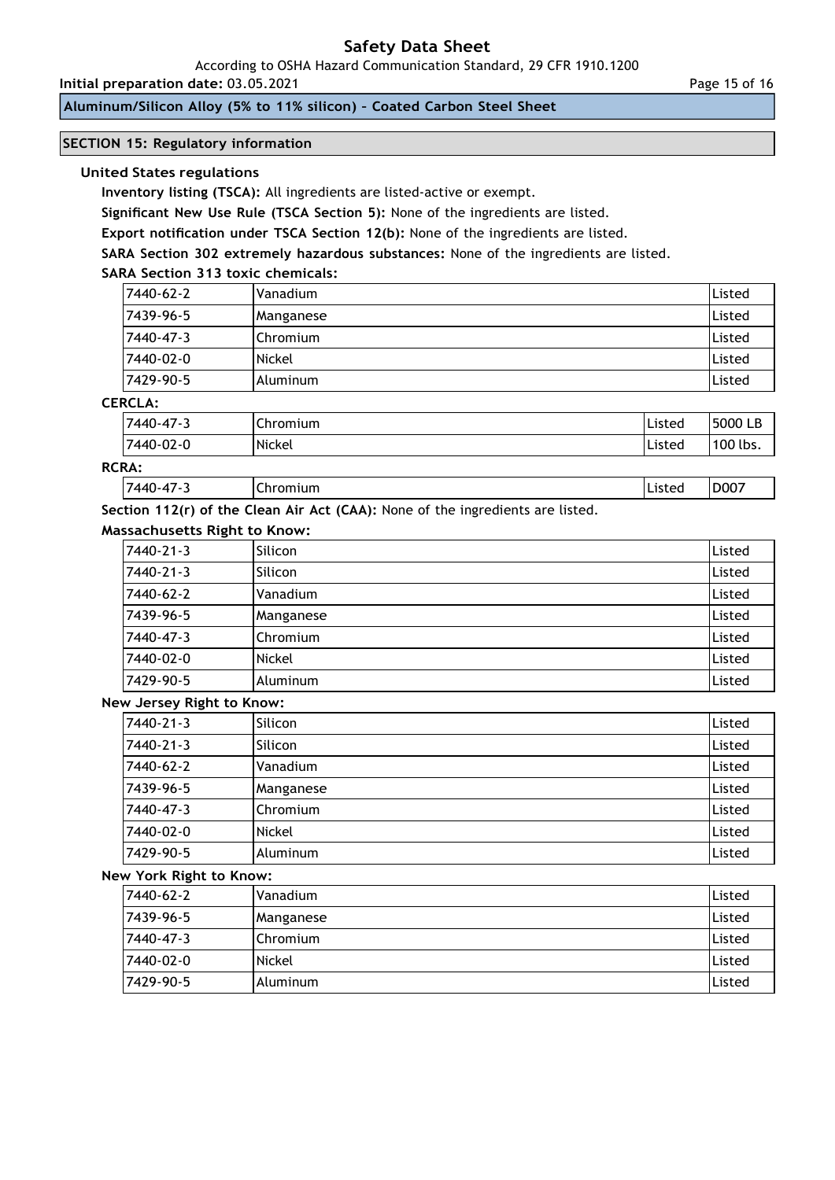## SECTION 15: Regulatory information

### United States regulations

**Inventory listing (TSCA):** All ingredients are listed-active or exempt.

**Significant New Use Rule (TSCA Section 5):** None of the ingredients are listed.

**Export notification under TSCA Section 12(b):** None of the ingredients are listed.

**SARA Section 302 extremely hazardous substances:** None of the ingredients are listed.

**SARA Section 313 toxic chemicals:**

| | | |
|---|---|---|
| 7440-62-2 | Vanadium | Listed |
| 7439-96-5 | Manganese | Listed |
| 7440-47-3 | Chromium | Listed |
| 7440-02-0 | Nickel | Listed |
| 7429-90-5 | Aluminum | Listed |

**CERCLA:**

| | | | |
|---|---|---|---|
| 7440-47-3 | Chromium | Listed | 5000 LB |
| 7440-02-0 | Nickel | Listed | 100 lbs. |

**RCRA:**

| | | | |
|---|---|---|---|
| 7440-47-3 | Chromium | Listed | D007 |

**Section 112(r) of the Clean Air Act (CAA):** None of the ingredients are listed.

**Massachusetts Right to Know:**

| | | |
|---|---|---|
| 7440-21-3 | Silicon | Listed |
| 7440-21-3 | Silicon | Listed |
| 7440-62-2 | Vanadium | Listed |
| 7439-96-5 | Manganese | Listed |
| 7440-47-3 | Chromium | Listed |
| 7440-02-0 | Nickel | Listed |
| 7429-90-5 | Aluminum | Listed |

**New Jersey Right to Know:**

| | | |
|---|---|---|
| 7440-21-3 | Silicon | Listed |
| 7440-21-3 | Silicon | Listed |
| 7440-62-2 | Vanadium | Listed |
| 7439-96-5 | Manganese | Listed |
| 7440-47-3 | Chromium | Listed |
| 7440-02-0 | Nickel | Listed |
| 7429-90-5 | Aluminum | Listed |

**New York Right to Know:**

| | | |
|---|---|---|
| 7440-62-2 | Vanadium | Listed |
| 7439-96-5 | Manganese | Listed |
| 7440-47-3 | Chromium | Listed |
| 7440-02-0 | Nickel | Listed |
| 7429-90-5 | Aluminum | Listed |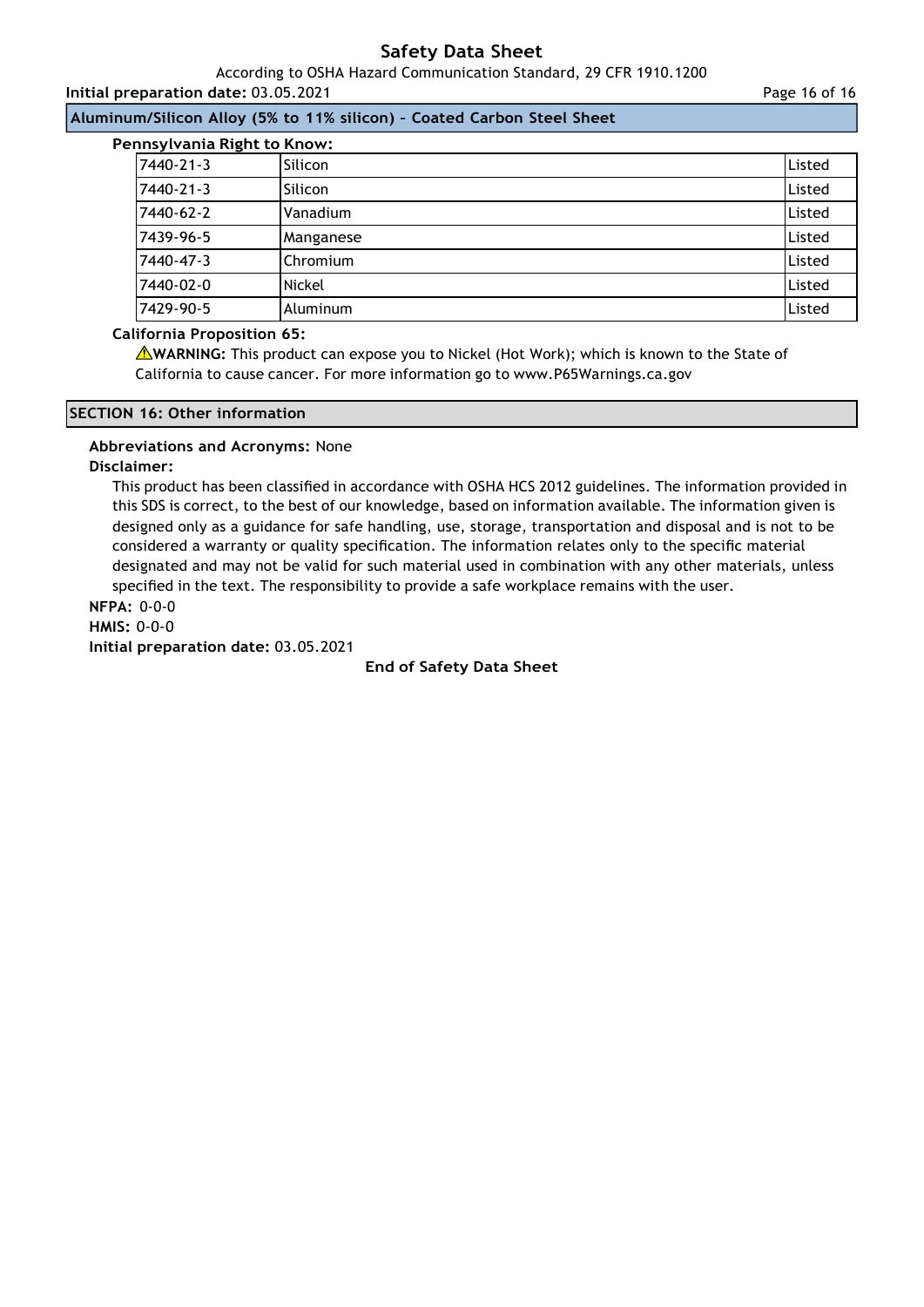**Aluminum/Silicon Alloy (5% to 11% silicon) - Coated Carbon Steel Sheet**

**Pennsylvania Right to Know:**

| | | |
|---|---|---|
| 7440-21-3 | Silicon | Listed |
| 7440-21-3 | Silicon | Listed |
| 7440-62-2 | Vanadium | Listed |
| 7439-96-5 | Manganese | Listed |
| 7440-47-3 | Chromium | Listed |
| 7440-02-0 | Nickel | Listed |
| 7429-90-5 | Aluminum | Listed |

**California Proposition 65:**

⚠**WARNING:** This product can expose you to Nickel (Hot Work); which is known to the State of California to cause cancer. For more information go to www.P65Warnings.ca.gov

## SECTION 16: Other information

**Abbreviations and Acronyms:** None

**Disclaimer:**

This product has been classified in accordance with OSHA HCS 2012 guidelines. The information provided in this SDS is correct, to the best of our knowledge, based on information available. The information given is designed only as a guidance for safe handling, use, storage, transportation and disposal and is not to be considered a warranty or quality specification. The information relates only to the specific material designated and may not be valid for such material used in combination with any other materials, unless specified in the text. The responsibility to provide a safe workplace remains with the user.

**NFPA:** 0-0-0

**HMIS:** 0-0-0

**Initial preparation date:** 03.05.2021

**End of Safety Data Sheet**